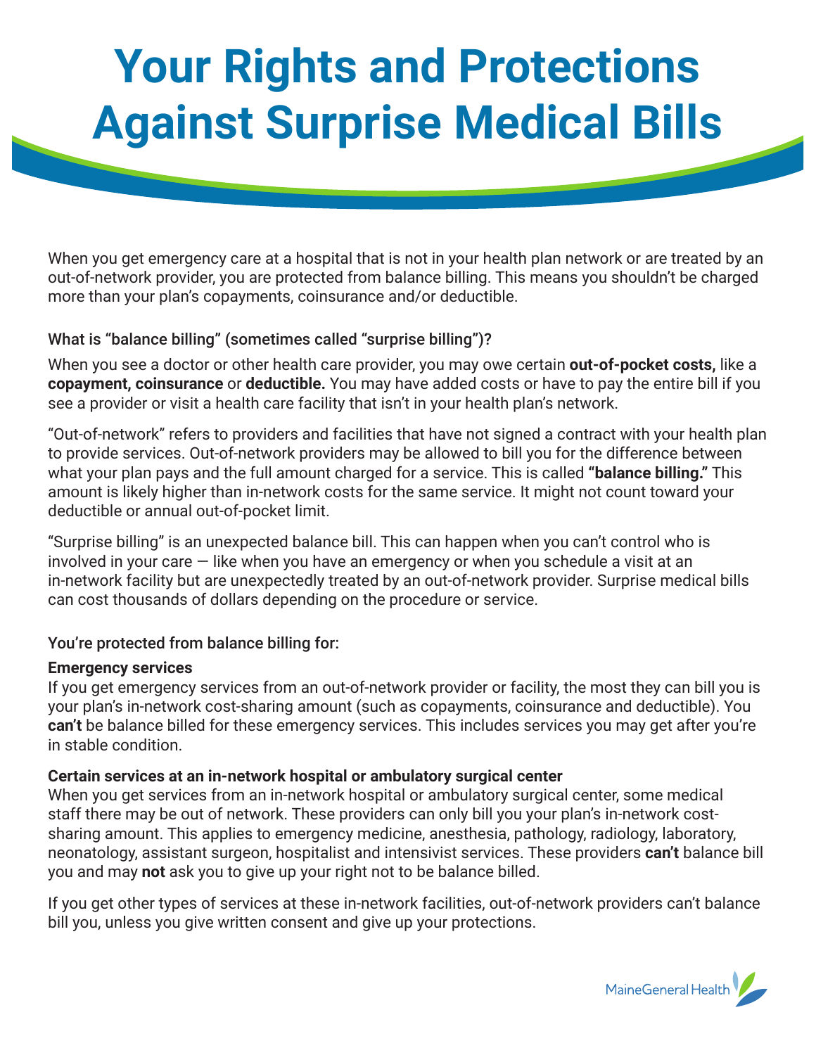# Your Rights and Protections Against Surprise Medical Bills

When you get emergency care at a hospital that is not in your health plan network or are treated by an out-of-network provider, you are protected from balance billing. This means you shouldn't be charged more than your plan's copayments, coinsurance and/or deductible.

### What is "balance billing" (sometimes called "surprise billing")?

When you see a doctor or other health care provider, you may owe certain **out-of-pocket costs,** like a **copayment, coinsurance** or **deductible.** You may have added costs or have to pay the entire bill if you see a provider or visit a health care facility that isn't in your health plan's network.

"Out-of-network" refers to providers and facilities that have not signed a contract with your health plan to provide services. Out-of-network providers may be allowed to bill you for the difference between what your plan pays and the full amount charged for a service. This is called **"balance billing."** This amount is likely higher than in-network costs for the same service. It might not count toward your deductible or annual out-of-pocket limit.

"Surprise billing" is an unexpected balance bill. This can happen when you can't control who is involved in your care — like when you have an emergency or when you schedule a visit at an in-network facility but are unexpectedly treated by an out-of-network provider. Surprise medical bills can cost thousands of dollars depending on the procedure or service.

### You're protected from balance billing for:

**Emergency services**
If you get emergency services from an out-of-network provider or facility, the most they can bill you is your plan's in-network cost-sharing amount (such as copayments, coinsurance and deductible). You **can't** be balance billed for these emergency services. This includes services you may get after you're in stable condition.

**Certain services at an in-network hospital or ambulatory surgical center**
When you get services from an in-network hospital or ambulatory surgical center, some medical staff there may be out of network. These providers can only bill you your plan's in-network cost-sharing amount. This applies to emergency medicine, anesthesia, pathology, radiology, laboratory, neonatology, assistant surgeon, hospitalist and intensivist services. These providers **can't** balance bill you and may **not** ask you to give up your right not to be balance billed.

If you get other types of services at these in-network facilities, out-of-network providers can't balance bill you, unless you give written consent and give up your protections.

MaineGeneral Health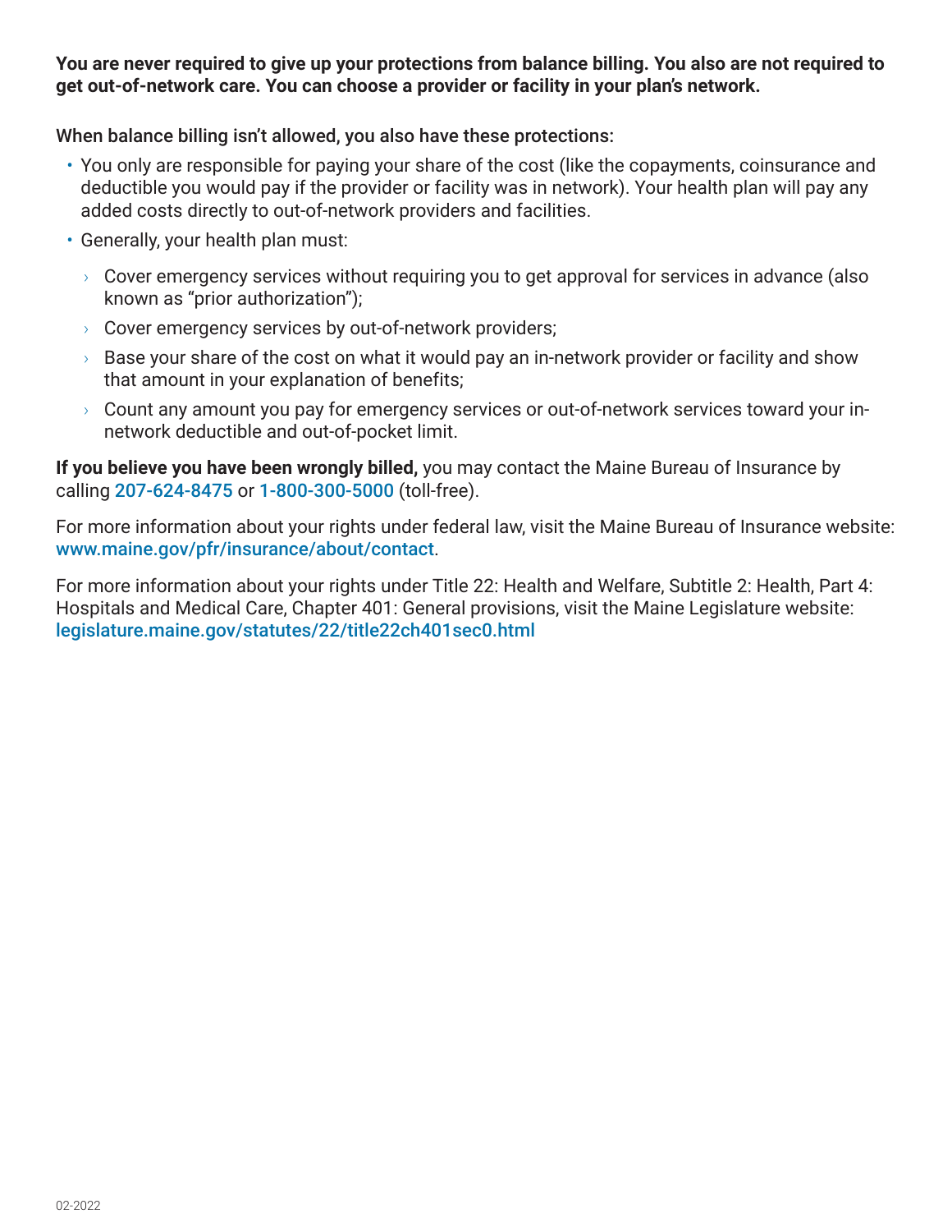**You are never required to give up your protections from balance billing. You also are not required to get out-of-network care. You can choose a provider or facility in your plan's network.**

When balance billing isn't allowed, you also have these protections:

- You only are responsible for paying your share of the cost (like the copayments, coinsurance and deductible you would pay if the provider or facility was in network). Your health plan will pay any added costs directly to out-of-network providers and facilities.
- Generally, your health plan must:
  - Cover emergency services without requiring you to get approval for services in advance (also known as "prior authorization");
  - Cover emergency services by out-of-network providers;
  - Base your share of the cost on what it would pay an in-network provider or facility and show that amount in your explanation of benefits;
  - Count any amount you pay for emergency services or out-of-network services toward your in-network deductible and out-of-pocket limit.

**If you believe you have been wrongly billed,** you may contact the Maine Bureau of Insurance by calling 207-624-8475 or 1-800-300-5000 (toll-free).

For more information about your rights under federal law, visit the Maine Bureau of Insurance website: www.maine.gov/pfr/insurance/about/contact.

For more information about your rights under Title 22: Health and Welfare, Subtitle 2: Health, Part 4: Hospitals and Medical Care, Chapter 401: General provisions, visit the Maine Legislature website: legislature.maine.gov/statutes/22/title22ch401sec0.html

02-2022